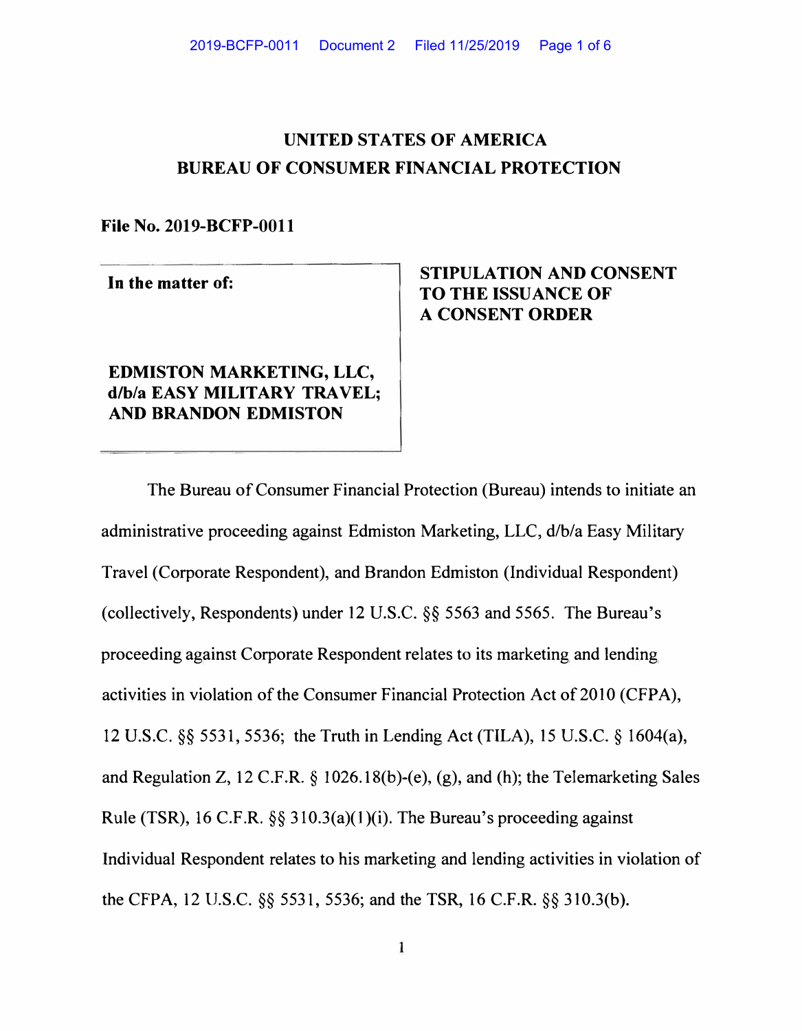# UNITED STATES OF AMERICA
# BUREAU OF CONSUMER FINANCIAL PROTECTION

**File No. 2019-BCFP-0011**

| **In the matter of:**<br><br>**EDMISTON MARKETING, LLC, d/b/a EASY MILITARY TRAVEL; AND BRANDON EDMISTON** | **STIPULATION AND CONSENT TO THE ISSUANCE OF A CONSENT ORDER** |
|---|---|

The Bureau of Consumer Financial Protection (Bureau) intends to initiate an administrative proceeding against Edmiston Marketing, LLC, d/b/a Easy Military Travel (Corporate Respondent), and Brandon Edmiston (Individual Respondent) (collectively, Respondents) under 12 U.S.C. §§ 5563 and 5565. The Bureau's proceeding against Corporate Respondent relates to its marketing and lending activities in violation of the Consumer Financial Protection Act of 2010 (CFPA), 12 U.S.C. §§ 5531, 5536; the Truth in Lending Act (TILA), 15 U.S.C. § 1604(a), and Regulation Z, 12 C.F.R. § 1026.18(b)-(e), (g), and (h); the Telemarketing Sales Rule (TSR), 16 C.F.R. §§ 310.3(a)(1)(i). The Bureau's proceeding against Individual Respondent relates to his marketing and lending activities in violation of the CFPA, 12 U.S.C. §§ 5531, 5536; and the TSR, 16 C.F.R. §§ 310.3(b).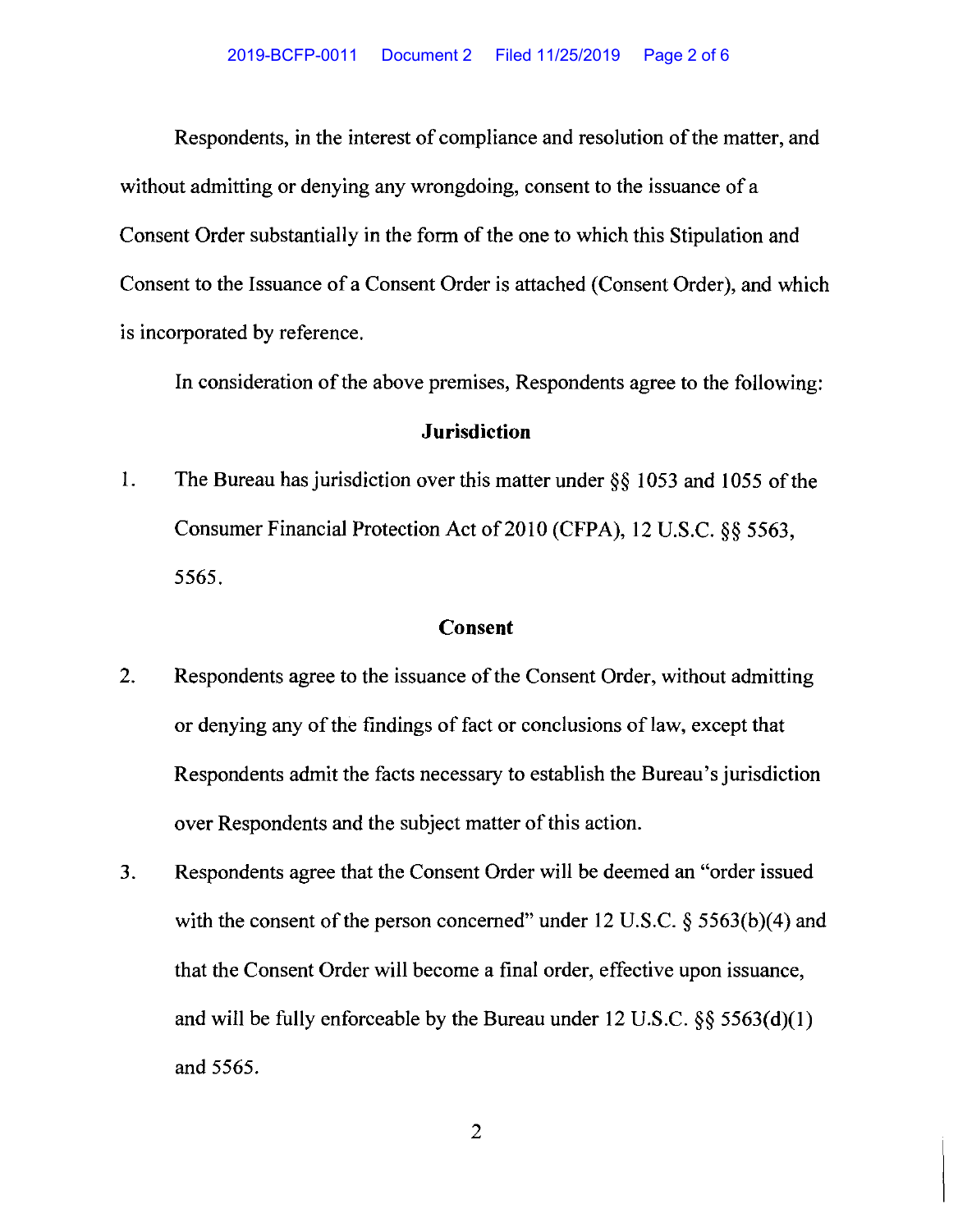Respondents, in the interest of compliance and resolution of the matter, and without admitting or denying any wrongdoing, consent to the issuance of a Consent Order substantially in the form of the one to which this Stipulation and Consent to the Issuance of a Consent Order is attached (Consent Order), and which is incorporated by reference.

In consideration of the above premises, Respondents agree to the following:

## Jurisdiction

1. The Bureau has jurisdiction over this matter under §§ 1053 and 1055 of the Consumer Financial Protection Act of 2010 (CFPA), 12 U.S.C. §§ 5563, 5565.

## Consent

2. Respondents agree to the issuance of the Consent Order, without admitting or denying any of the findings of fact or conclusions of law, except that Respondents admit the facts necessary to establish the Bureau's jurisdiction over Respondents and the subject matter of this action.

3. Respondents agree that the Consent Order will be deemed an "order issued with the consent of the person concerned" under 12 U.S.C. § 5563(b)(4) and that the Consent Order will become a final order, effective upon issuance, and will be fully enforceable by the Bureau under 12 U.S.C. §§ 5563(d)(1) and 5565.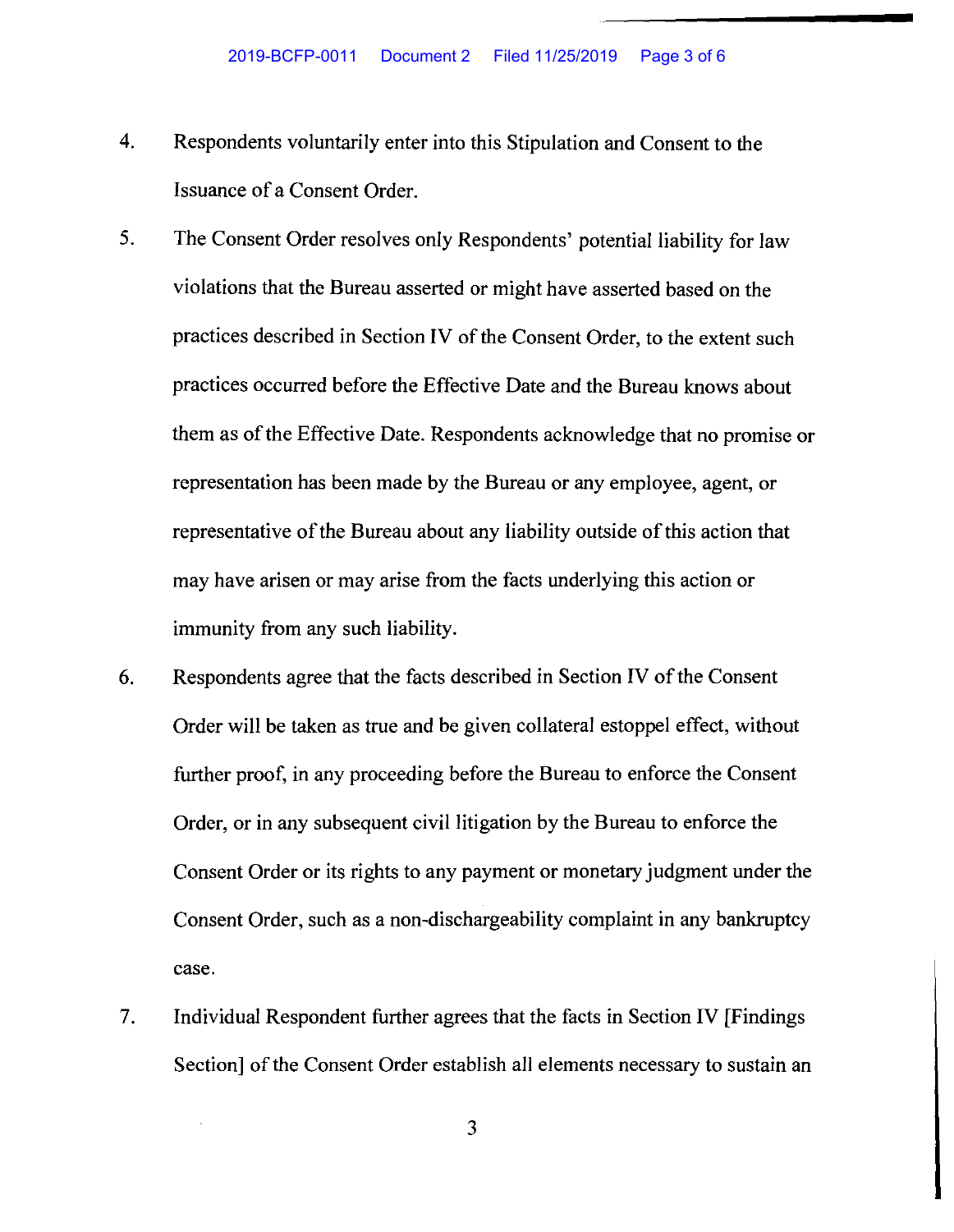4. Respondents voluntarily enter into this Stipulation and Consent to the Issuance of a Consent Order.

5. The Consent Order resolves only Respondents' potential liability for law violations that the Bureau asserted or might have asserted based on the practices described in Section IV of the Consent Order, to the extent such practices occurred before the Effective Date and the Bureau knows about them as of the Effective Date. Respondents acknowledge that no promise or representation has been made by the Bureau or any employee, agent, or representative of the Bureau about any liability outside of this action that may have arisen or may arise from the facts underlying this action or immunity from any such liability.

6. Respondents agree that the facts described in Section IV of the Consent Order will be taken as true and be given collateral estoppel effect, without further proof, in any proceeding before the Bureau to enforce the Consent Order, or in any subsequent civil litigation by the Bureau to enforce the Consent Order or its rights to any payment or monetary judgment under the Consent Order, such as a non-dischargeability complaint in any bankruptcy case.

7. Individual Respondent further agrees that the facts in Section IV [Findings Section] of the Consent Order establish all elements necessary to sustain an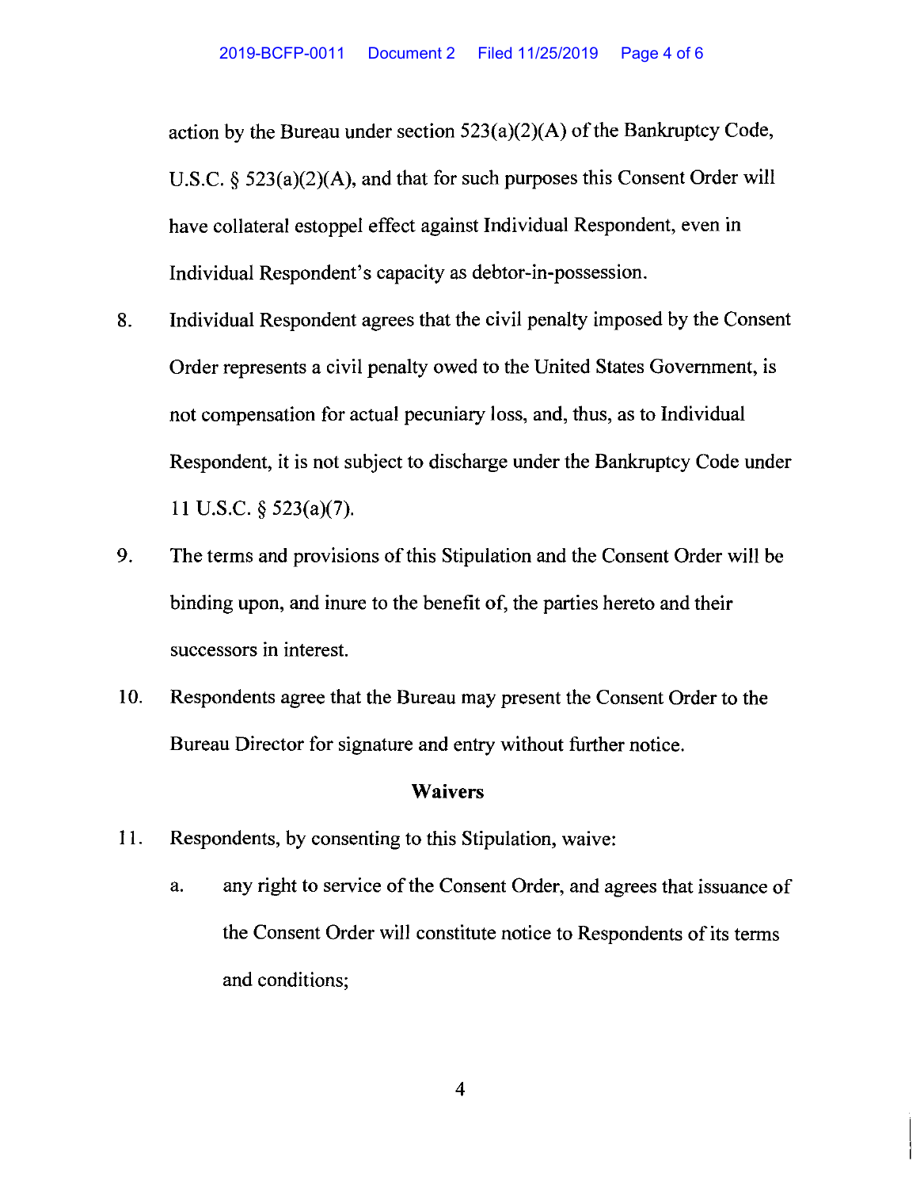action by the Bureau under section 523(a)(2)(A) of the Bankruptcy Code, U.S.C. § 523(a)(2)(A), and that for such purposes this Consent Order will have collateral estoppel effect against Individual Respondent, even in Individual Respondent's capacity as debtor-in-possession.

8. Individual Respondent agrees that the civil penalty imposed by the Consent Order represents a civil penalty owed to the United States Government, is not compensation for actual pecuniary loss, and, thus, as to Individual Respondent, it is not subject to discharge under the Bankruptcy Code under 11 U.S.C. § 523(a)(7).

9. The terms and provisions of this Stipulation and the Consent Order will be binding upon, and inure to the benefit of, the parties hereto and their successors in interest.

10. Respondents agree that the Bureau may present the Consent Order to the Bureau Director for signature and entry without further notice.

## Waivers

11. Respondents, by consenting to this Stipulation, waive:

    a. any right to service of the Consent Order, and agrees that issuance of the Consent Order will constitute notice to Respondents of its terms and conditions;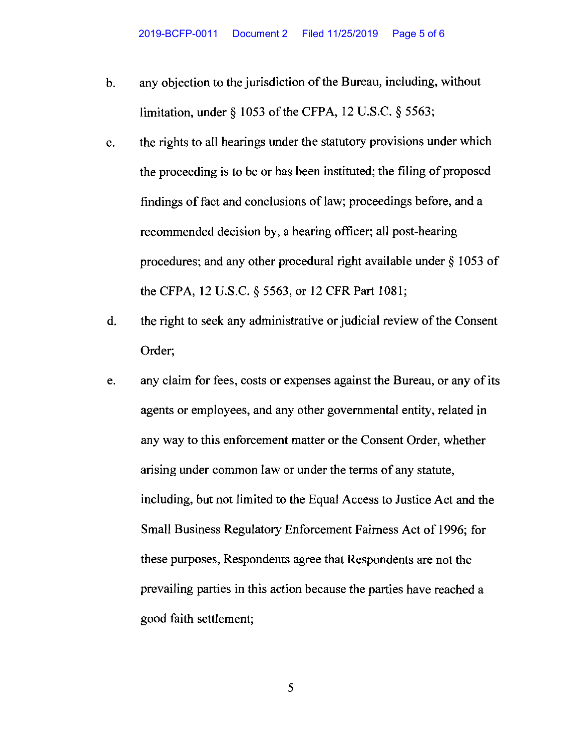b. any objection to the jurisdiction of the Bureau, including, without limitation, under § 1053 of the CFPA, 12 U.S.C. § 5563;

c. the rights to all hearings under the statutory provisions under which the proceeding is to be or has been instituted; the filing of proposed findings of fact and conclusions of law; proceedings before, and a recommended decision by, a hearing officer; all post-hearing procedures; and any other procedural right available under § 1053 of the CFPA, 12 U.S.C. § 5563, or 12 CFR Part 1081;

d. the right to seek any administrative or judicial review of the Consent Order;

e. any claim for fees, costs or expenses against the Bureau, or any of its agents or employees, and any other governmental entity, related in any way to this enforcement matter or the Consent Order, whether arising under common law or under the terms of any statute, including, but not limited to the Equal Access to Justice Act and the Small Business Regulatory Enforcement Fairness Act of 1996; for these purposes, Respondents agree that Respondents are not the prevailing parties in this action because the parties have reached a good faith settlement;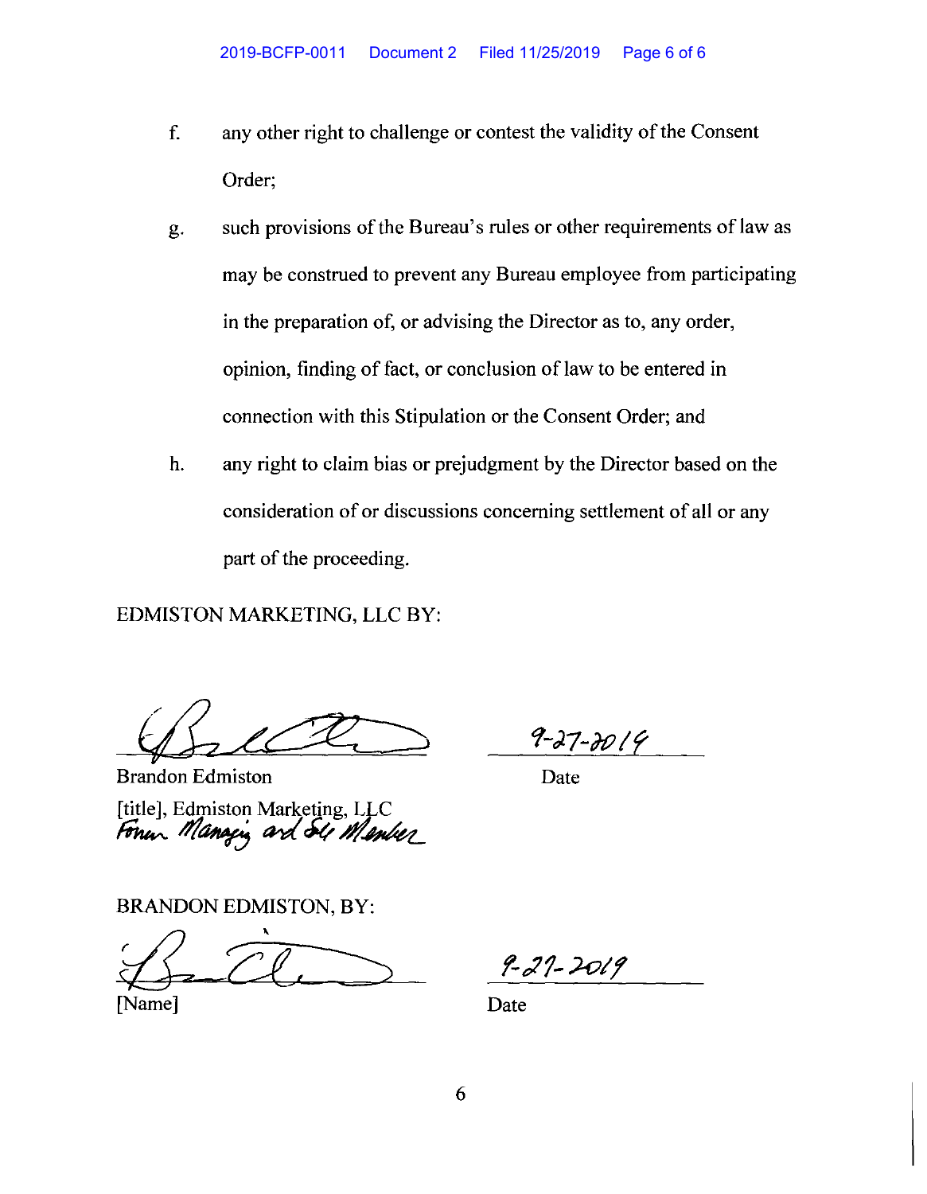f. any other right to challenge or contest the validity of the Consent Order;

g. such provisions of the Bureau's rules or other requirements of law as may be construed to prevent any Bureau employee from participating in the preparation of, or advising the Director as to, any order, opinion, finding of fact, or conclusion of law to be entered in connection with this Stipulation or the Consent Order; and

h. any right to claim bias or prejudgment by the Director based on the consideration of or discussions concerning settlement of all or any part of the proceeding.

EDMISTON MARKETING, LLC BY:

_______________________  9-27-2019
Brandon Edmiston  Date
[title], Edmiston Marketing, LLC
Former Managing and Sole Member

BRANDON EDMISTON, BY:

_______________________  9-27-2019
[Name]  Date